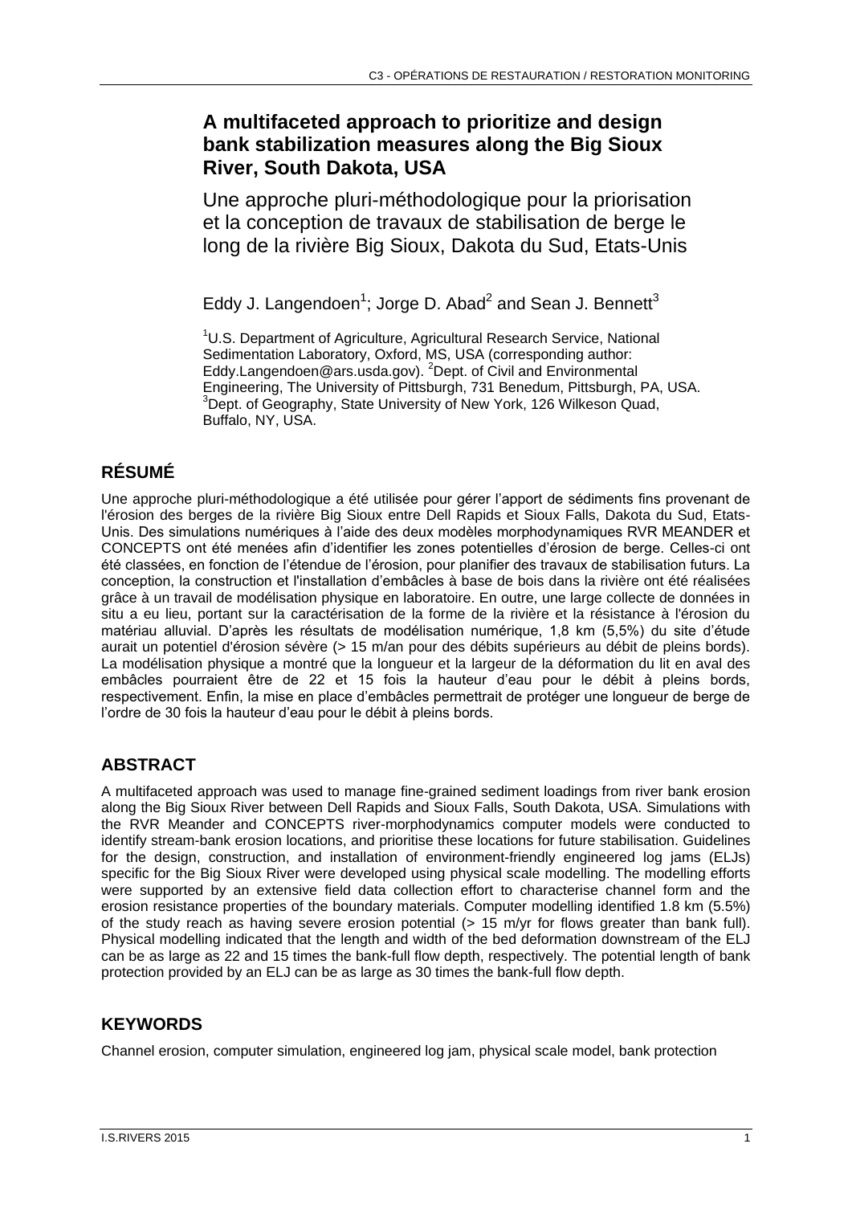# A multifaceted approach to prioritize and design bank stabilization measures along the Big Sioux River, South Dakota, USA

## Une approche pluri-méthodologique pour la priorisation et la conception de travaux de stabilisation de berge le long de la rivière Big Sioux, Dakota du Sud, Etats-Unis

Eddy J. Langendoen[1]; Jorge D. Abad[2] and Sean J. Bennett[3]

[1]U.S. Department of Agriculture, Agricultural Research Service, National Sedimentation Laboratory, Oxford, MS, USA (corresponding author: Eddy.Langendoen@ars.usda.gov). [2]Dept. of Civil and Environmental Engineering, The University of Pittsburgh, 731 Benedum, Pittsburgh, PA, USA. [3]Dept. of Geography, State University of New York, 126 Wilkeson Quad, Buffalo, NY, USA.

## RÉSUMÉ

Une approche pluri-méthodologique a été utilisée pour gérer l'apport de sédiments fins provenant de l'érosion des berges de la rivière Big Sioux entre Dell Rapids et Sioux Falls, Dakota du Sud, Etats-Unis. Des simulations numériques à l'aide des deux modèles morphodynamiques RVR MEANDER et CONCEPTS ont été menées afin d'identifier les zones potentielles d'érosion de berge. Celles-ci ont été classées, en fonction de l'étendue de l'érosion, pour planifier des travaux de stabilisation futurs. La conception, la construction et l'installation d'embâcles à base de bois dans la rivière ont été réalisées grâce à un travail de modélisation physique en laboratoire. En outre, une large collecte de données in situ a eu lieu, portant sur la caractérisation de la forme de la rivière et la résistance à l'érosion du matériau alluvial. D'après les résultats de modélisation numérique, 1,8 km (5,5%) du site d'étude aurait un potentiel d'érosion sévère (> 15 m/an pour des débits supérieurs au débit de pleins bords). La modélisation physique a montré que la longueur et la largeur de la déformation du lit en aval des embâcles pourraient être de 22 et 15 fois la hauteur d'eau pour le débit à pleins bords, respectivement. Enfin, la mise en place d'embâcles permettrait de protéger une longueur de berge de l'ordre de 30 fois la hauteur d'eau pour le débit à pleins bords.

## ABSTRACT

A multifaceted approach was used to manage fine-grained sediment loadings from river bank erosion along the Big Sioux River between Dell Rapids and Sioux Falls, South Dakota, USA. Simulations with the RVR Meander and CONCEPTS river-morphodynamics computer models were conducted to identify stream-bank erosion locations, and prioritise these locations for future stabilisation. Guidelines for the design, construction, and installation of environment-friendly engineered log jams (ELJs) specific for the Big Sioux River were developed using physical scale modelling. The modelling efforts were supported by an extensive field data collection effort to characterise channel form and the erosion resistance properties of the boundary materials. Computer modelling identified 1.8 km (5.5%) of the study reach as having severe erosion potential (> 15 m/yr for flows greater than bank full). Physical modelling indicated that the length and width of the bed deformation downstream of the ELJ can be as large as 22 and 15 times the bank-full flow depth, respectively. The potential length of bank protection provided by an ELJ can be as large as 30 times the bank-full flow depth.

## KEYWORDS

Channel erosion, computer simulation, engineered log jam, physical scale model, bank protection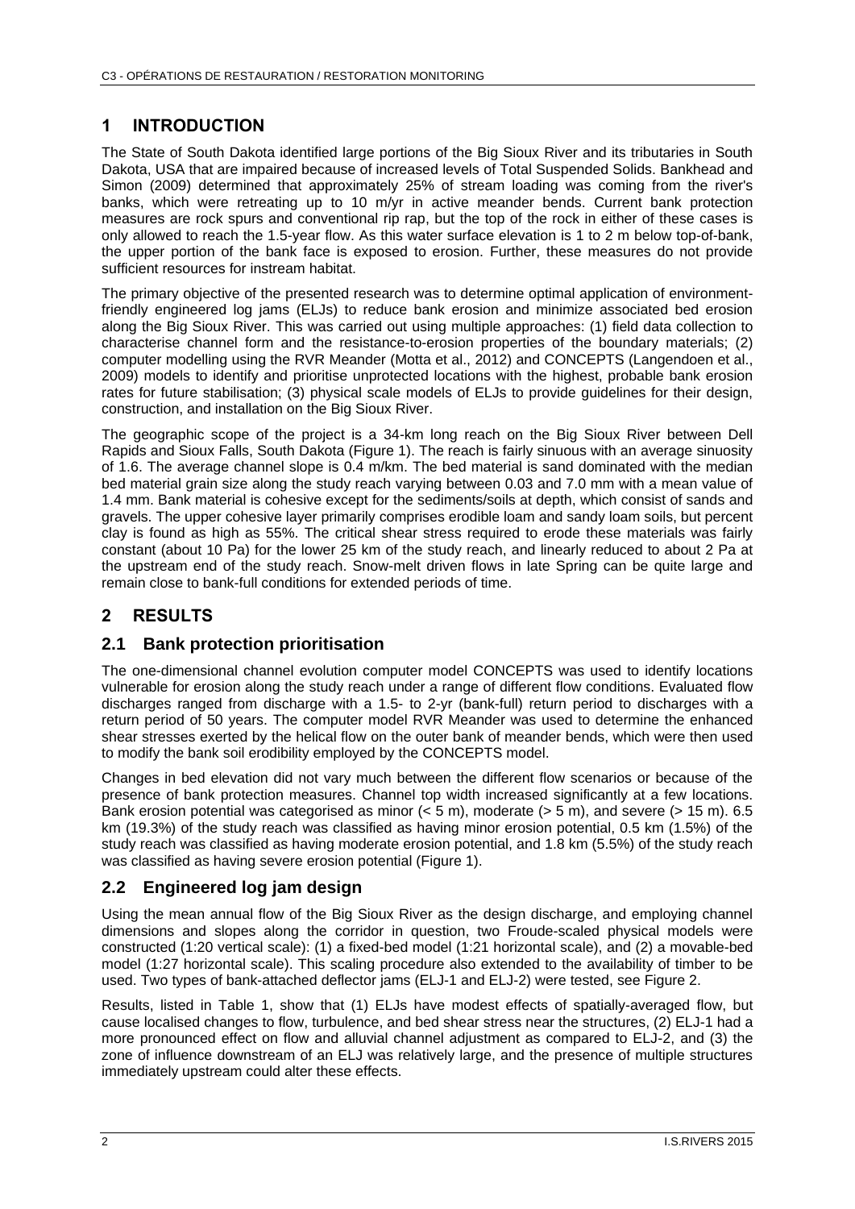# 1 INTRODUCTION

The State of South Dakota identified large portions of the Big Sioux River and its tributaries in South Dakota, USA that are impaired because of increased levels of Total Suspended Solids. Bankhead and Simon (2009) determined that approximately 25% of stream loading was coming from the river's banks, which were retreating up to 10 m/yr in active meander bends. Current bank protection measures are rock spurs and conventional rip rap, but the top of the rock in either of these cases is only allowed to reach the 1.5-year flow. As this water surface elevation is 1 to 2 m below top-of-bank, the upper portion of the bank face is exposed to erosion. Further, these measures do not provide sufficient resources for instream habitat.

The primary objective of the presented research was to determine optimal application of environment-friendly engineered log jams (ELJs) to reduce bank erosion and minimize associated bed erosion along the Big Sioux River. This was carried out using multiple approaches: (1) field data collection to characterise channel form and the resistance-to-erosion properties of the boundary materials; (2) computer modelling using the RVR Meander (Motta et al., 2012) and CONCEPTS (Langendoen et al., 2009) models to identify and prioritise unprotected locations with the highest, probable bank erosion rates for future stabilisation; (3) physical scale models of ELJs to provide guidelines for their design, construction, and installation on the Big Sioux River.

The geographic scope of the project is a 34-km long reach on the Big Sioux River between Dell Rapids and Sioux Falls, South Dakota (Figure 1). The reach is fairly sinuous with an average sinuosity of 1.6. The average channel slope is 0.4 m/km. The bed material is sand dominated with the median bed material grain size along the study reach varying between 0.03 and 7.0 mm with a mean value of 1.4 mm. Bank material is cohesive except for the sediments/soils at depth, which consist of sands and gravels. The upper cohesive layer primarily comprises erodible loam and sandy loam soils, but percent clay is found as high as 55%. The critical shear stress required to erode these materials was fairly constant (about 10 Pa) for the lower 25 km of the study reach, and linearly reduced to about 2 Pa at the upstream end of the study reach. Snow-melt driven flows in late Spring can be quite large and remain close to bank-full conditions for extended periods of time.

# 2 RESULTS

## 2.1 Bank protection prioritisation

The one-dimensional channel evolution computer model CONCEPTS was used to identify locations vulnerable for erosion along the study reach under a range of different flow conditions. Evaluated flow discharges ranged from discharge with a 1.5- to 2-yr (bank-full) return period to discharges with a return period of 50 years. The computer model RVR Meander was used to determine the enhanced shear stresses exerted by the helical flow on the outer bank of meander bends, which were then used to modify the bank soil erodibility employed by the CONCEPTS model.

Changes in bed elevation did not vary much between the different flow scenarios or because of the presence of bank protection measures. Channel top width increased significantly at a few locations. Bank erosion potential was categorised as minor (< 5 m), moderate (> 5 m), and severe (> 15 m). 6.5 km (19.3%) of the study reach was classified as having minor erosion potential, 0.5 km (1.5%) of the study reach was classified as having moderate erosion potential, and 1.8 km (5.5%) of the study reach was classified as having severe erosion potential (Figure 1).

## 2.2 Engineered log jam design

Using the mean annual flow of the Big Sioux River as the design discharge, and employing channel dimensions and slopes along the corridor in question, two Froude-scaled physical models were constructed (1:20 vertical scale): (1) a fixed-bed model (1:21 horizontal scale), and (2) a movable-bed model (1:27 horizontal scale). This scaling procedure also extended to the availability of timber to be used. Two types of bank-attached deflector jams (ELJ-1 and ELJ-2) were tested, see Figure 2.

Results, listed in Table 1, show that (1) ELJs have modest effects of spatially-averaged flow, but cause localised changes to flow, turbulence, and bed shear stress near the structures, (2) ELJ-1 had a more pronounced effect on flow and alluvial channel adjustment as compared to ELJ-2, and (3) the zone of influence downstream of an ELJ was relatively large, and the presence of multiple structures immediately upstream could alter these effects.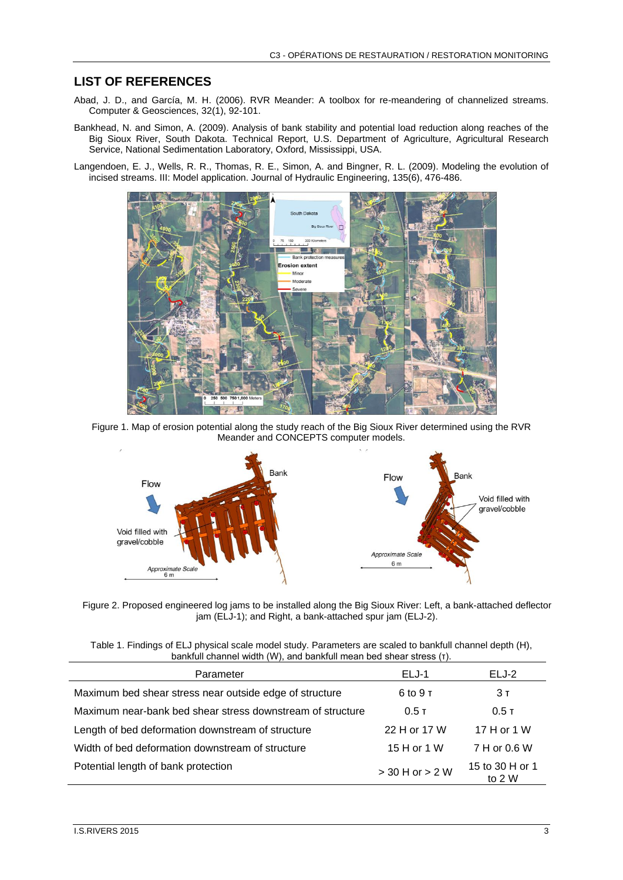## LIST OF REFERENCES

Abad, J. D., and García, M. H. (2006). RVR Meander: A toolbox for re-meandering of channelized streams. Computer & Geosciences, 32(1), 92-101.

Bankhead, N. and Simon, A. (2009). Analysis of bank stability and potential load reduction along reaches of the Big Sioux River, South Dakota. Technical Report, U.S. Department of Agriculture, Agricultural Research Service, National Sedimentation Laboratory, Oxford, Mississippi, USA.

Langendoen, E. J., Wells, R. R., Thomas, R. E., Simon, A. and Bingner, R. L. (2009). Modeling the evolution of incised streams. III: Model application. Journal of Hydraulic Engineering, 135(6), 476-486.

Figure 1. Map of erosion potential along the study reach of the Big Sioux River determined using the RVR Meander and CONCEPTS computer models.

Figure 2. Proposed engineered log jams to be installed along the Big Sioux River: Left, a bank-attached deflector jam (ELJ-1); and Right, a bank-attached spur jam (ELJ-2).

Table 1. Findings of ELJ physical scale model study. Parameters are scaled to bankfull channel depth (H), bankfull channel width (W), and bankfull mean bed shear stress (τ).

| Parameter | ELJ-1 | ELJ-2 |
| --- | --- | --- |
| Maximum bed shear stress near outside edge of structure | 6 to 9 τ | 3 τ |
| Maximum near-bank bed shear stress downstream of structure | 0.5 τ | 0.5 τ |
| Length of bed deformation downstream of structure | 22 H or 17 W | 17 H or 1 W |
| Width of bed deformation downstream of structure | 15 H or 1 W | 7 H or 0.6 W |
| Potential length of bank protection | > 30 H or > 2 W | 15 to 30 H or 1 to 2 W |